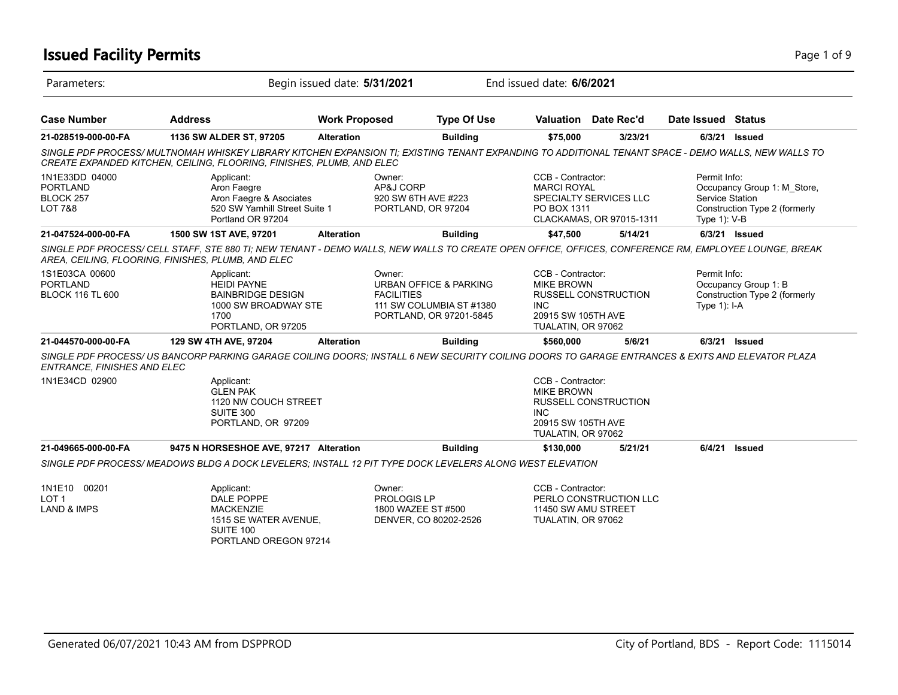# Issued Facility Permits

Parameters: Begin issued date: **5/31/2021** End issued date: **6/6/2021**

| Case Number | Address | Work Proposed | Type Of Use | Valuation | Date Rec'd | Date Issued | Status |
|---|---|---|---|---|---|---|---|
| **21-028519-000-00-FA** | **1136 SW ALDER ST, 97205** | **Alteration** | **Building** | **$75,000** | **3/23/21** | **6/3/21** | **Issued** |

*SINGLE PDF PROCESS/ MULTNOMAH WHISKEY LIBRARY KITCHEN EXPANSION TI; EXISTING TENANT EXPANDING TO ADDITIONAL TENANT SPACE - DEMO WALLS, NEW WALLS TO CREATE EXPANDED KITCHEN, CEILING, FLOORING, FINISHES, PLUMB, AND ELEC*

1N1E33DD 04000
PORTLAND
BLOCK 257
LOT 7&8

Applicant:
Aron Faegre
Aron Faegre & Associates
520 SW Yamhill Street Suite 1
Portland OR 97204

Owner:
AP&J CORP
920 SW 6TH AVE #223
PORTLAND, OR 97204

CCB - Contractor:
MARCI ROYAL
SPECIALTY SERVICES LLC
PO BOX 1311
CLACKAMAS, OR 97015-1311

Permit Info:
Occupancy Group 1: M_Store, Service Station
Construction Type 2 (formerly Type 1): V-B

| Case Number | Address | Work Proposed | Type Of Use | Valuation | Date Rec'd | Date Issued | Status |
|---|---|---|---|---|---|---|---|
| **21-047524-000-00-FA** | **1500 SW 1ST AVE, 97201** | **Alteration** | **Building** | **$47,500** | **5/14/21** | **6/3/21** | **Issued** |

*SINGLE PDF PROCESS/ CELL STAFF, STE 880 TI; NEW TENANT - DEMO WALLS, NEW WALLS TO CREATE OPEN OFFICE, OFFICES, CONFERENCE RM, EMPLOYEE LOUNGE, BREAK AREA, CEILING, FLOORING, FINISHES, PLUMB, AND ELEC*

1S1E03CA 00600
PORTLAND
BLOCK 116 TL 600

Applicant:
HEIDI PAYNE
BAINBRIDGE DESIGN
1000 SW BROADWAY STE 1700
PORTLAND, OR 97205

Owner:
URBAN OFFICE & PARKING FACILITIES
111 SW COLUMBIA ST #1380
PORTLAND, OR 97201-5845

CCB - Contractor:
MIKE BROWN
RUSSELL CONSTRUCTION INC
20915 SW 105TH AVE
TUALATIN, OR 97062

Permit Info:
Occupancy Group 1: B
Construction Type 2 (formerly Type 1): I-A

| Case Number | Address | Work Proposed | Type Of Use | Valuation | Date Rec'd | Date Issued | Status |
|---|---|---|---|---|---|---|---|
| **21-044570-000-00-FA** | **129 SW 4TH AVE, 97204** | **Alteration** | **Building** | **$560,000** | **5/6/21** | **6/3/21** | **Issued** |

*SINGLE PDF PROCESS/ US BANCORP PARKING GARAGE COILING DOORS; INSTALL 6 NEW SECURITY COILING DOORS TO GARAGE ENTRANCES & EXITS AND ELEVATOR PLAZA ENTRANCE, FINISHES AND ELEC*

1N1E34CD 02900

Applicant:
GLEN PAK
1120 NW COUCH STREET
SUITE 300
PORTLAND, OR 97209

CCB - Contractor:
MIKE BROWN
RUSSELL CONSTRUCTION INC
20915 SW 105TH AVE
TUALATIN, OR 97062

| Case Number | Address | Work Proposed | Type Of Use | Valuation | Date Rec'd | Date Issued | Status |
|---|---|---|---|---|---|---|---|
| **21-049665-000-00-FA** | **9475 N HORSESHOE AVE, 97217** | **Alteration** | **Building** | **$130,000** | **5/21/21** | **6/4/21** | **Issued** |

*SINGLE PDF PROCESS/ MEADOWS BLDG A DOCK LEVELERS; INSTALL 12 PIT TYPE DOCK LEVELERS ALONG WEST ELEVATION*

1N1E10 00201
LOT 1
LAND & IMPS

Applicant:
DALE POPPE
MACKENZIE
1515 SE WATER AVENUE, SUITE 100
PORTLAND OREGON 97214

Owner:
PROLOGIS LP
1800 WAZEE ST #500
DENVER, CO 80202-2526

CCB - Contractor:
PERLO CONSTRUCTION LLC
11450 SW AMU STREET
TUALATIN, OR 97062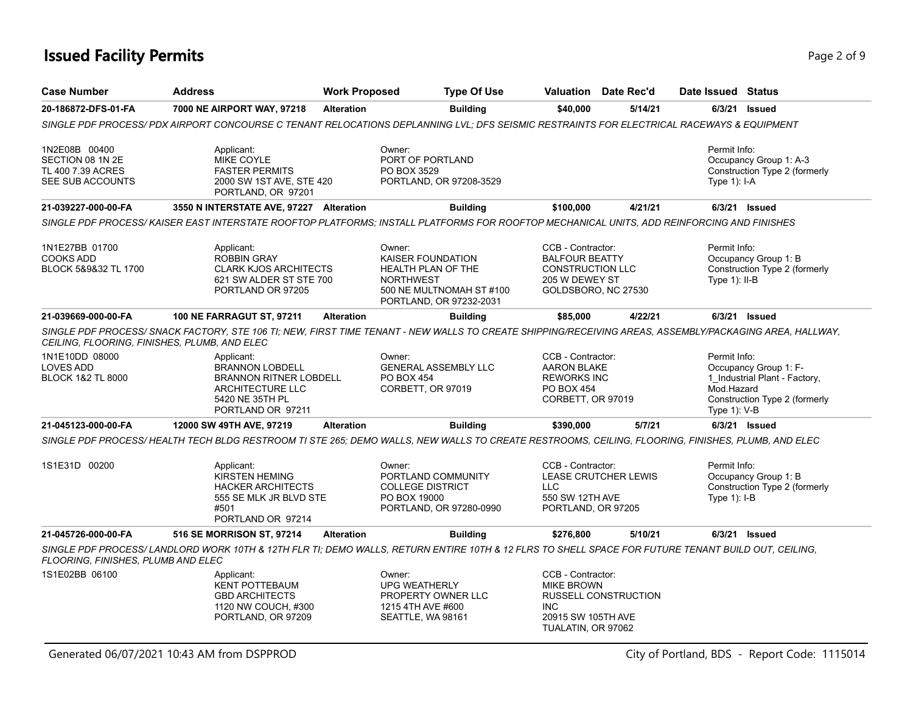# Issued Facility Permits

| Case Number | Address | Work Proposed | Type Of Use | Valuation | Date Rec'd | Date Issued | Status |
|---|---|---|---|---|---|---|---|
| **20-186872-DFS-01-FA** | **7000 NE AIRPORT WAY, 97218** | **Alteration** | **Building** | **$40,000** | **5/14/21** | **6/3/21** | **Issued** |

*SINGLE PDF PROCESS/ PDX AIRPORT CONCOURSE C TENANT RELOCATIONS DEPLANNING LVL; DFS SEISMIC RESTRAINTS FOR ELECTRICAL RACEWAYS & EQUIPMENT*

1N2E08B 00400
SECTION 08 1N 2E
TL 400 7.39 ACRES
SEE SUB ACCOUNTS

Applicant:
MIKE COYLE
FASTER PERMITS
2000 SW 1ST AVE, STE 420
PORTLAND, OR 97201

Owner:
PORT OF PORTLAND
PO BOX 3529
PORTLAND, OR 97208-3529

Permit Info:
Occupancy Group 1: A-3
Construction Type 2 (formerly Type 1): I-A

| Case Number | Address | Work Proposed | Type Of Use | Valuation | Date Rec'd | Date Issued | Status |
|---|---|---|---|---|---|---|---|
| **21-039227-000-00-FA** | **3550 N INTERSTATE AVE, 97227** | **Alteration** | **Building** | **$100,000** | **4/21/21** | **6/3/21** | **Issued** |

*SINGLE PDF PROCESS/ KAISER EAST INTERSTATE ROOFTOP PLATFORMS; INSTALL PLATFORMS FOR ROOFTOP MECHANICAL UNITS, ADD REINFORCING AND FINISHES*

1N1E27BB 01700
COOKS ADD
BLOCK 5&9&32 TL 1700

Applicant:
ROBBIN GRAY
CLARK KJOS ARCHITECTS
621 SW ALDER ST STE 700
PORTLAND OR 97205

Owner:
KAISER FOUNDATION
HEALTH PLAN OF THE
NORTHWEST
500 NE MULTNOMAH ST #100
PORTLAND, OR 97232-2031

CCB - Contractor:
BALFOUR BEATTY
CONSTRUCTION LLC
205 W DEWEY ST
GOLDSBORO, NC 27530

Permit Info:
Occupancy Group 1: B
Construction Type 2 (formerly Type 1): II-B

| Case Number | Address | Work Proposed | Type Of Use | Valuation | Date Rec'd | Date Issued | Status |
|---|---|---|---|---|---|---|---|
| **21-039669-000-00-FA** | **100 NE FARRAGUT ST, 97211** | **Alteration** | **Building** | **$85,000** | **4/22/21** | **6/3/21** | **Issued** |

*SINGLE PDF PROCESS/ SNACK FACTORY, STE 106 TI; NEW, FIRST TIME TENANT - NEW WALLS TO CREATE SHIPPING/RECEIVING AREAS, ASSEMBLY/PACKAGING AREA, HALLWAY, CEILING, FLOORING, FINISHES, PLUMB, AND ELEC*

1N1E10DD 08000
LOVES ADD
BLOCK 1&2 TL 8000

Applicant:
BRANNON LOBDELL
BRANNON RITNER LOBDELL
ARCHITECTURE LLC
5420 NE 35TH PL
PORTLAND OR 97211

Owner:
GENERAL ASSEMBLY LLC
PO BOX 454
CORBETT, OR 97019

CCB - Contractor:
AARON BLAKE
REWORKS INC
PO BOX 454
CORBETT, OR 97019

Permit Info:
Occupancy Group 1: F-1_Industrial Plant - Factory, Mod.Hazard
Construction Type 2 (formerly Type 1): V-B

| Case Number | Address | Work Proposed | Type Of Use | Valuation | Date Rec'd | Date Issued | Status |
|---|---|---|---|---|---|---|---|
| **21-045123-000-00-FA** | **12000 SW 49TH AVE, 97219** | **Alteration** | **Building** | **$390,000** | **5/7/21** | **6/3/21** | **Issued** |

*SINGLE PDF PROCESS/ HEALTH TECH BLDG RESTROOM TI STE 265; DEMO WALLS, NEW WALLS TO CREATE RESTROOMS, CEILING, FLOORING, FINISHES, PLUMB, AND ELEC*

1S1E31D 00200

Applicant:
KIRSTEN HEMING
HACKER ARCHITECTS
555 SE MLK JR BLVD STE #501
PORTLAND OR 97214

Owner:
PORTLAND COMMUNITY
COLLEGE DISTRICT
PO BOX 19000
PORTLAND, OR 97280-0990

CCB - Contractor:
LEASE CRUTCHER LEWIS
LLC
550 SW 12TH AVE
PORTLAND, OR 97205

Permit Info:
Occupancy Group 1: B
Construction Type 2 (formerly Type 1): I-B

| Case Number | Address | Work Proposed | Type Of Use | Valuation | Date Rec'd | Date Issued | Status |
|---|---|---|---|---|---|---|---|
| **21-045726-000-00-FA** | **516 SE MORRISON ST, 97214** | **Alteration** | **Building** | **$276,800** | **5/10/21** | **6/3/21** | **Issued** |

*SINGLE PDF PROCESS/ LANDLORD WORK 10TH & 12TH FLR TI; DEMO WALLS, RETURN ENTIRE 10TH & 12 FLRS TO SHELL SPACE FOR FUTURE TENANT BUILD OUT, CEILING, FLOORING, FINISHES, PLUMB AND ELEC*

1S1E02BB 06100

Applicant:
KENT POTTEBAUM
GBD ARCHITECTS
1120 NW COUCH, #300
PORTLAND, OR 97209

Owner:
UPG WEATHERLY
PROPERTY OWNER LLC
1215 4TH AVE #600
SEATTLE, WA 98161

CCB - Contractor:
MIKE BROWN
RUSSELL CONSTRUCTION
INC
20915 SW 105TH AVE
TUALATIN, OR 97062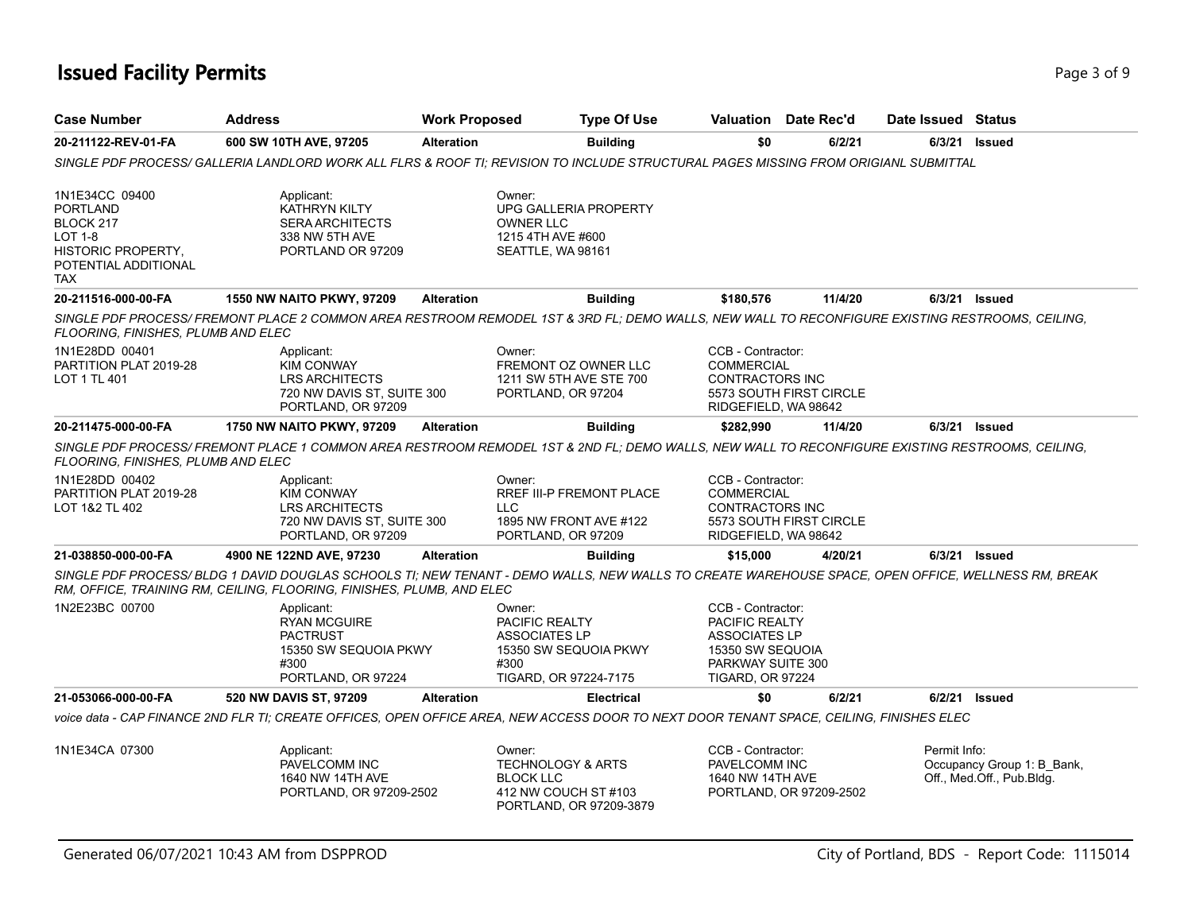# Issued Facility Permits

| Case Number | Address | Work Proposed | Type Of Use | Valuation | Date Rec'd | Date Issued | Status |
|---|---|---|---|---|---|---|---|
| 20-211122-REV-01-FA | 600 SW 10TH AVE, 97205 | Alteration | Building | $0 | 6/2/21 | 6/3/21 | Issued |

*SINGLE PDF PROCESS/ GALLERIA LANDLORD WORK ALL FLRS & ROOF TI; REVISION TO INCLUDE STRUCTURAL PAGES MISSING FROM ORIGIANL SUBMITTAL*

1N1E34CC 09400
PORTLAND
BLOCK 217
LOT 1-8
HISTORIC PROPERTY, POTENTIAL ADDITIONAL TAX

Applicant:
KATHRYN KILTY
SERA ARCHITECTS
338 NW 5TH AVE
PORTLAND OR 97209

Owner:
UPG GALLERIA PROPERTY OWNER LLC
1215 4TH AVE #600
SEATTLE, WA 98161

| Case Number | Address | Work Proposed | Type Of Use | Valuation | Date Rec'd | Date Issued | Status |
|---|---|---|---|---|---|---|---|
| 20-211516-000-00-FA | 1550 NW NAITO PKWY, 97209 | Alteration | Building | $180,576 | 11/4/20 | 6/3/21 | Issued |

*SINGLE PDF PROCESS/ FREMONT PLACE 2 COMMON AREA RESTROOM REMODEL 1ST & 3RD FL; DEMO WALLS, NEW WALL TO RECONFIGURE EXISTING RESTROOMS, CEILING, FLOORING, FINISHES, PLUMB AND ELEC*

1N1E28DD 00401
PARTITION PLAT 2019-28
LOT 1 TL 401

Applicant:
KIM CONWAY
LRS ARCHITECTS
720 NW DAVIS ST, SUITE 300
PORTLAND, OR 97209

Owner:
FREMONT OZ OWNER LLC
1211 SW 5TH AVE STE 700
PORTLAND, OR 97204

CCB - Contractor:
COMMERCIAL CONTRACTORS INC
5573 SOUTH FIRST CIRCLE
RIDGEFIELD, WA 98642

| Case Number | Address | Work Proposed | Type Of Use | Valuation | Date Rec'd | Date Issued | Status |
|---|---|---|---|---|---|---|---|
| 20-211475-000-00-FA | 1750 NW NAITO PKWY, 97209 | Alteration | Building | $282,990 | 11/4/20 | 6/3/21 | Issued |

*SINGLE PDF PROCESS/ FREMONT PLACE 1 COMMON AREA RESTROOM REMODEL 1ST & 2ND FL; DEMO WALLS, NEW WALL TO RECONFIGURE EXISTING RESTROOMS, CEILING, FLOORING, FINISHES, PLUMB AND ELEC*

1N1E28DD 00402
PARTITION PLAT 2019-28
LOT 1&2 TL 402

Applicant:
KIM CONWAY
LRS ARCHITECTS
720 NW DAVIS ST, SUITE 300
PORTLAND, OR 97209

Owner:
RREF III-P FREMONT PLACE LLC
1895 NW FRONT AVE #122
PORTLAND, OR 97209

CCB - Contractor:
COMMERCIAL CONTRACTORS INC
5573 SOUTH FIRST CIRCLE
RIDGEFIELD, WA 98642

| Case Number | Address | Work Proposed | Type Of Use | Valuation | Date Rec'd | Date Issued | Status |
|---|---|---|---|---|---|---|---|
| 21-038850-000-00-FA | 4900 NE 122ND AVE, 97230 | Alteration | Building | $15,000 | 4/20/21 | 6/3/21 | Issued |

*SINGLE PDF PROCESS/ BLDG 1 DAVID DOUGLAS SCHOOLS TI; NEW TENANT - DEMO WALLS, NEW WALLS TO CREATE WAREHOUSE SPACE, OPEN OFFICE, WELLNESS RM, BREAK RM, OFFICE, TRAINING RM, CEILING, FLOORING, FINISHES, PLUMB, AND ELEC*

1N2E23BC 00700

Applicant:
RYAN MCGUIRE
PACTRUST
15350 SW SEQUOIA PKWY #300
PORTLAND, OR 97224

Owner:
PACIFIC REALTY ASSOCIATES LP
15350 SW SEQUOIA PKWY #300
TIGARD, OR 97224-7175

CCB - Contractor:
PACIFIC REALTY ASSOCIATES LP
15350 SW SEQUOIA PARKWAY SUITE 300
TIGARD, OR 97224

| Case Number | Address | Work Proposed | Type Of Use | Valuation | Date Rec'd | Date Issued | Status |
|---|---|---|---|---|---|---|---|
| 21-053066-000-00-FA | 520 NW DAVIS ST, 97209 | Alteration | Electrical | $0 | 6/2/21 | 6/2/21 | Issued |

*voice data - CAP FINANCE 2ND FLR TI; CREATE OFFICES, OPEN OFFICE AREA, NEW ACCESS DOOR TO NEXT DOOR TENANT SPACE, CEILING, FINISHES ELEC*

1N1E34CA 07300

Applicant:
PAVELCOMM INC
1640 NW 14TH AVE
PORTLAND, OR 97209-2502

Owner:
TECHNOLOGY & ARTS BLOCK LLC
412 NW COUCH ST #103
PORTLAND, OR 97209-3879

CCB - Contractor:
PAVELCOMM INC
1640 NW 14TH AVE
PORTLAND, OR 97209-2502

Permit Info:
Occupancy Group 1: B_Bank, Off., Med.Off., Pub.Bldg.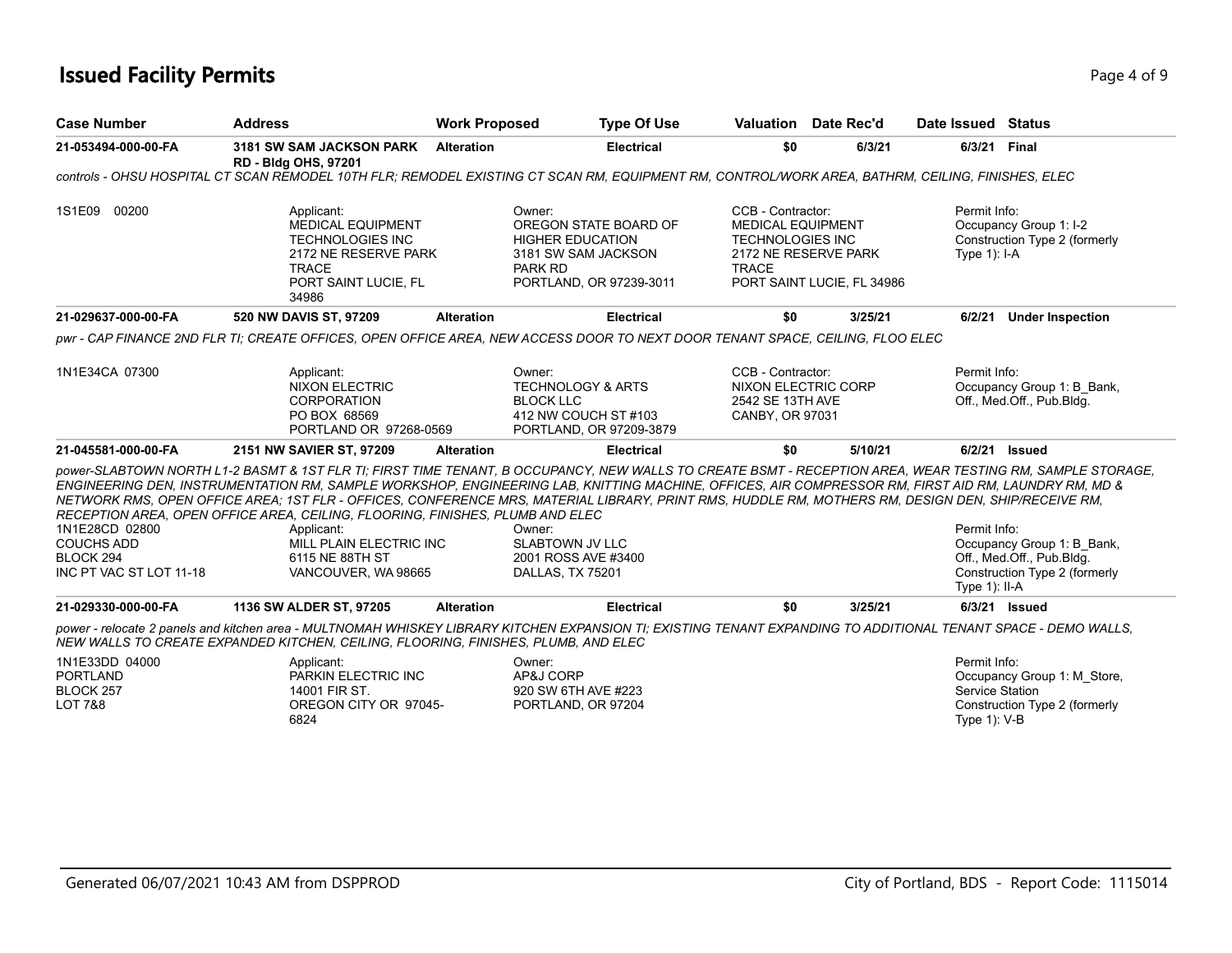# Issued Facility Permits

| Case Number | Address | Work Proposed | Type Of Use | Valuation | Date Rec'd | Date Issued | Status |
|---|---|---|---|---|---|---|---|
| 21-053494-000-00-FA | 3181 SW SAM JACKSON PARK RD - Bldg OHS, 97201 | Alteration | Electrical | $0 | 6/3/21 | 6/3/21 | Final |

*controls - OHSU HOSPITAL CT SCAN REMODEL 10TH FLR; REMODEL EXISTING CT SCAN RM, EQUIPMENT RM, CONTROL/WORK AREA, BATHRM, CEILING, FINISHES, ELEC*

1S1E09 00200

Applicant: MEDICAL EQUIPMENT TECHNOLOGIES INC, 2172 NE RESERVE PARK TRACE, PORT SAINT LUCIE, FL 34986

Owner: OREGON STATE BOARD OF HIGHER EDUCATION, 3181 SW SAM JACKSON PARK RD, PORTLAND, OR 97239-3011

CCB - Contractor: MEDICAL EQUIPMENT TECHNOLOGIES INC, 2172 NE RESERVE PARK TRACE, PORT SAINT LUCIE, FL 34986

Permit Info: Occupancy Group 1: I-2; Construction Type 2 (formerly Type 1): I-A

| Case Number | Address | Work Proposed | Type Of Use | Valuation | Date Rec'd | Date Issued | Status |
|---|---|---|---|---|---|---|---|
| 21-029637-000-00-FA | 520 NW DAVIS ST, 97209 | Alteration | Electrical | $0 | 3/25/21 | 6/2/21 | Under Inspection |

*pwr - CAP FINANCE 2ND FLR TI; CREATE OFFICES, OPEN OFFICE AREA, NEW ACCESS DOOR TO NEXT DOOR TENANT SPACE, CEILING, FLOO ELEC*

1N1E34CA 07300

Applicant: NIXON ELECTRIC CORPORATION, PO BOX 68569, PORTLAND OR 97268-0569

Owner: TECHNOLOGY & ARTS BLOCK LLC, 412 NW COUCH ST #103, PORTLAND, OR 97209-3879

CCB - Contractor: NIXON ELECTRIC CORP, 2542 SE 13TH AVE, CANBY, OR 97031

Permit Info: Occupancy Group 1: B_Bank, Off., Med.Off., Pub.Bldg.

| Case Number | Address | Work Proposed | Type Of Use | Valuation | Date Rec'd | Date Issued | Status |
|---|---|---|---|---|---|---|---|
| 21-045581-000-00-FA | 2151 NW SAVIER ST, 97209 | Alteration | Electrical | $0 | 5/10/21 | 6/2/21 | Issued |

*power-SLABTOWN NORTH L1-2 BASMT & 1ST FLR TI; FIRST TIME TENANT, B OCCUPANCY, NEW WALLS TO CREATE BSMT - RECEPTION AREA, WEAR TESTING RM, SAMPLE STORAGE, ENGINEERING DEN, INSTRUMENTATION RM, SAMPLE WORKSHOP, ENGINEERING LAB, KNITTING MACHINE, OFFICES, AIR COMPRESSOR RM, FIRST AID RM, LAUNDRY RM, MD & NETWORK RMS, OPEN OFFICE AREA; 1ST FLR - OFFICES, CONFERENCE MRS, MATERIAL LIBRARY, PRINT RMS, HUDDLE RM, MOTHERS RM, DESIGN DEN, SHIP/RECEIVE RM, RECEPTION AREA, OPEN OFFICE AREA, CEILING, FLOORING, FINISHES, PLUMB AND ELEC*

1N1E28CD 02800, COUCHS ADD, BLOCK 294, INC PT VAC ST LOT 11-18

Applicant: MILL PLAIN ELECTRIC INC, 6115 NE 88TH ST, VANCOUVER, WA 98665

Owner: SLABTOWN JV LLC, 2001 ROSS AVE #3400, DALLAS, TX 75201

Permit Info: Occupancy Group 1: B_Bank, Off., Med.Off., Pub.Bldg.; Construction Type 2 (formerly Type 1): II-A

| Case Number | Address | Work Proposed | Type Of Use | Valuation | Date Rec'd | Date Issued | Status |
|---|---|---|---|---|---|---|---|
| 21-029330-000-00-FA | 1136 SW ALDER ST, 97205 | Alteration | Electrical | $0 | 3/25/21 | 6/3/21 | Issued |

*power - relocate 2 panels and kitchen area - MULTNOMAH WHISKEY LIBRARY KITCHEN EXPANSION TI; EXISTING TENANT EXPANDING TO ADDITIONAL TENANT SPACE - DEMO WALLS, NEW WALLS TO CREATE EXPANDED KITCHEN, CEILING, FLOORING, FINISHES, PLUMB, AND ELEC*

1N1E33DD 04000, PORTLAND, BLOCK 257, LOT 7&8

Applicant: PARKIN ELECTRIC INC, 14001 FIR ST., OREGON CITY OR 97045-6824

Owner: AP&J CORP, 920 SW 6TH AVE #223, PORTLAND, OR 97204

Permit Info: Occupancy Group 1: M_Store, Service Station; Construction Type 2 (formerly Type 1): V-B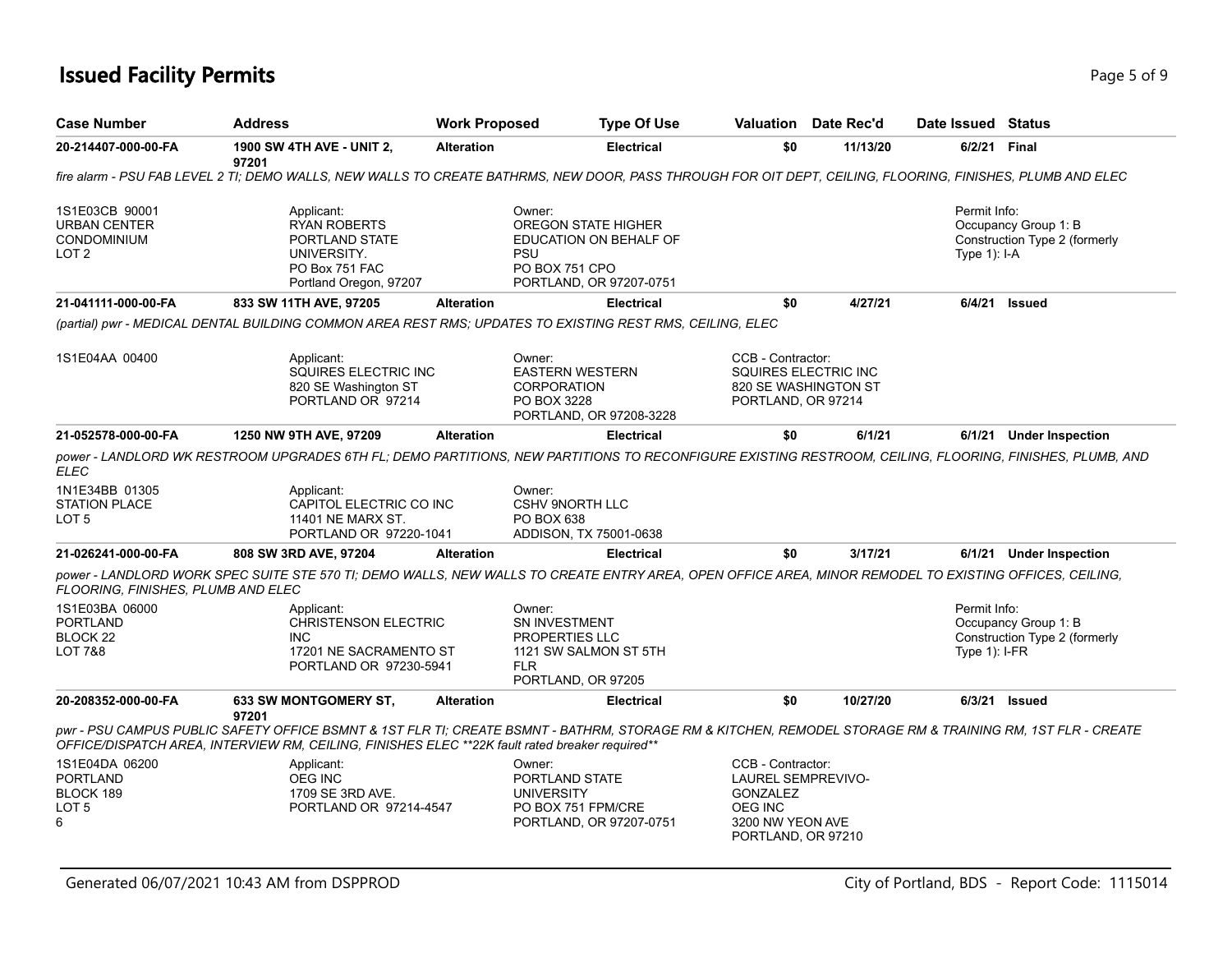# Issued Facility Permits

| Case Number | Address | Work Proposed | Type Of Use | Valuation | Date Rec'd | Date Issued | Status |
|---|---|---|---|---|---|---|---|
| 20-214407-000-00-FA | 1900 SW 4TH AVE - UNIT 2, 97201 | Alteration | Electrical | $0 | 11/13/20 | 6/2/21 | Final |

*fire alarm - PSU FAB LEVEL 2 TI; DEMO WALLS, NEW WALLS TO CREATE BATHRMS, NEW DOOR, PASS THROUGH FOR OIT DEPT, CEILING, FLOORING, FINISHES, PLUMB AND ELEC*

1S1E03CB 90001
URBAN CENTER
CONDOMINIUM
LOT 2

Applicant:
RYAN ROBERTS
PORTLAND STATE
UNIVERSITY.
PO Box 751 FAC
Portland Oregon, 97207

Owner:
OREGON STATE HIGHER
EDUCATION ON BEHALF OF
PSU
PO BOX 751 CPO
PORTLAND, OR 97207-0751

Permit Info:
Occupancy Group 1: B
Construction Type 2 (formerly Type 1): I-A

| Case Number | Address | Work Proposed | Type Of Use | Valuation | Date Rec'd | Date Issued | Status |
|---|---|---|---|---|---|---|---|
| 21-041111-000-00-FA | 833 SW 11TH AVE, 97205 | Alteration | Electrical | $0 | 4/27/21 | 6/4/21 | Issued |

*(partial) pwr - MEDICAL DENTAL BUILDING COMMON AREA REST RMS; UPDATES TO EXISTING REST RMS, CEILING, ELEC*

1S1E04AA 00400

Applicant:
SQUIRES ELECTRIC INC
820 SE Washington ST
PORTLAND OR 97214

Owner:
EASTERN WESTERN
CORPORATION
PO BOX 3228
PORTLAND, OR 97208-3228

CCB - Contractor:
SQUIRES ELECTRIC INC
820 SE WASHINGTON ST
PORTLAND, OR 97214

| Case Number | Address | Work Proposed | Type Of Use | Valuation | Date Rec'd | Date Issued | Status |
|---|---|---|---|---|---|---|---|
| 21-052578-000-00-FA | 1250 NW 9TH AVE, 97209 | Alteration | Electrical | $0 | 6/1/21 | 6/1/21 | Under Inspection |

*power - LANDLORD WK RESTROOM UPGRADES 6TH FL; DEMO PARTITIONS, NEW PARTITIONS TO RECONFIGURE EXISTING RESTROOM, CEILING, FLOORING, FINISHES, PLUMB, AND ELEC*

1N1E34BB 01305
STATION PLACE
LOT 5

Applicant:
CAPITOL ELECTRIC CO INC
11401 NE MARX ST.
PORTLAND OR 97220-1041

Owner:
CSHV 9NORTH LLC
PO BOX 638
ADDISON, TX 75001-0638

| Case Number | Address | Work Proposed | Type Of Use | Valuation | Date Rec'd | Date Issued | Status |
|---|---|---|---|---|---|---|---|
| 21-026241-000-00-FA | 808 SW 3RD AVE, 97204 | Alteration | Electrical | $0 | 3/17/21 | 6/1/21 | Under Inspection |

*power - LANDLORD WORK SPEC SUITE STE 570 TI; DEMO WALLS, NEW WALLS TO CREATE ENTRY AREA, OPEN OFFICE AREA, MINOR REMODEL TO EXISTING OFFICES, CEILING, FLOORING, FINISHES, PLUMB AND ELEC*

1S1E03BA 06000
PORTLAND
BLOCK 22
LOT 7&8

Applicant:
CHRISTENSON ELECTRIC
INC
17201 NE SACRAMENTO ST
PORTLAND OR 97230-5941

Owner:
SN INVESTMENT
PROPERTIES LLC
1121 SW SALMON ST 5TH
FLR
PORTLAND, OR 97205

Permit Info:
Occupancy Group 1: B
Construction Type 2 (formerly Type 1): I-FR

| Case Number | Address | Work Proposed | Type Of Use | Valuation | Date Rec'd | Date Issued | Status |
|---|---|---|---|---|---|---|---|
| 20-208352-000-00-FA | 633 SW MONTGOMERY ST, 97201 | Alteration | Electrical | $0 | 10/27/20 | 6/3/21 | Issued |

*pwr - PSU CAMPUS PUBLIC SAFETY OFFICE BSMNT & 1ST FLR TI; CREATE BSMNT - BATHRM, STORAGE RM & KITCHEN, REMODEL STORAGE RM & TRAINING RM, 1ST FLR - CREATE OFFICE/DISPATCH AREA, INTERVIEW RM, CEILING, FINISHES ELEC **22K fault rated breaker required***

1S1E04DA 06200
PORTLAND
BLOCK 189
LOT 5
6

Applicant:
OEG INC
1709 SE 3RD AVE.
PORTLAND OR 97214-4547

Owner:
PORTLAND STATE
UNIVERSITY
PO BOX 751 FPM/CRE
PORTLAND, OR 97207-0751

CCB - Contractor:
LAUREL SEMPREVIVO-
GONZALEZ
OEG INC
3200 NW YEON AVE
PORTLAND, OR 97210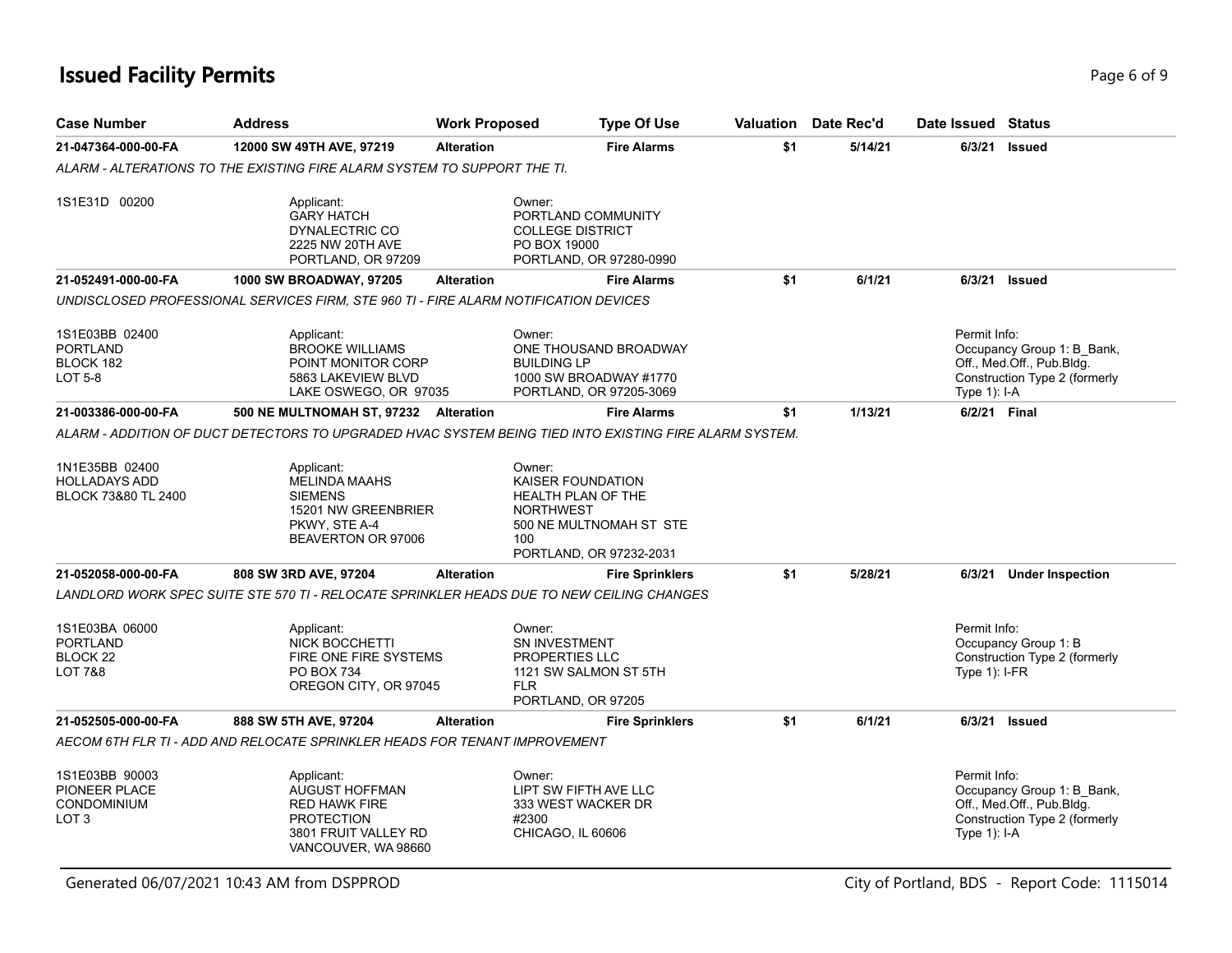# Issued Facility Permits

| Case Number | Address | Work Proposed | Type Of Use | Valuation | Date Rec'd | Date Issued | Status |
|---|---|---|---|---|---|---|---|
| 21-047364-000-00-FA | 12000 SW 49TH AVE, 97219 | Alteration | Fire Alarms | $1 | 5/14/21 | 6/3/21 | Issued |

*ALARM - ALTERATIONS TO THE EXISTING FIRE ALARM SYSTEM TO SUPPORT THE TI.*

1S1E31D 00200

Applicant:
GARY HATCH
DYNALECTRIC CO
2225 NW 20TH AVE
PORTLAND, OR 97209

Owner:
PORTLAND COMMUNITY
COLLEGE DISTRICT
PO BOX 19000
PORTLAND, OR 97280-0990

---

| Case Number | Address | Work Proposed | Type Of Use | Valuation | Date Rec'd | Date Issued | Status |
|---|---|---|---|---|---|---|---|
| 21-052491-000-00-FA | 1000 SW BROADWAY, 97205 | Alteration | Fire Alarms | $1 | 6/1/21 | 6/3/21 | Issued |

*UNDISCLOSED PROFESSIONAL SERVICES FIRM, STE 960 TI - FIRE ALARM NOTIFICATION DEVICES*

1S1E03BB 02400
PORTLAND
BLOCK 182
LOT 5-8

Applicant:
BROOKE WILLIAMS
POINT MONITOR CORP
5863 LAKEVIEW BLVD
LAKE OSWEGO, OR 97035

Owner:
ONE THOUSAND BROADWAY
BUILDING LP
1000 SW BROADWAY #1770
PORTLAND, OR 97205-3069

Permit Info:
Occupancy Group 1: B_Bank, Off., Med.Off., Pub.Bldg.
Construction Type 2 (formerly Type 1): I-A

---

| Case Number | Address | Work Proposed | Type Of Use | Valuation | Date Rec'd | Date Issued | Status |
|---|---|---|---|---|---|---|---|
| 21-003386-000-00-FA | 500 NE MULTNOMAH ST, 97232 | Alteration | Fire Alarms | $1 | 1/13/21 | 6/2/21 | Final |

*ALARM - ADDITION OF DUCT DETECTORS TO UPGRADED HVAC SYSTEM BEING TIED INTO EXISTING FIRE ALARM SYSTEM.*

1N1E35BB 02400
HOLLADAYS ADD
BLOCK 73&80 TL 2400

Applicant:
MELINDA MAAHS
SIEMENS
15201 NW GREENBRIER PKWY, STE A-4
BEAVERTON OR 97006

Owner:
KAISER FOUNDATION
HEALTH PLAN OF THE
NORTHWEST
500 NE MULTNOMAH ST STE 100
PORTLAND, OR 97232-2031

---

| Case Number | Address | Work Proposed | Type Of Use | Valuation | Date Rec'd | Date Issued | Status |
|---|---|---|---|---|---|---|---|
| 21-052058-000-00-FA | 808 SW 3RD AVE, 97204 | Alteration | Fire Sprinklers | $1 | 5/28/21 | 6/3/21 | Under Inspection |

*LANDLORD WORK SPEC SUITE STE 570 TI - RELOCATE SPRINKLER HEADS DUE TO NEW CEILING CHANGES*

1S1E03BA 06000
PORTLAND
BLOCK 22
LOT 7&8

Applicant:
NICK BOCCHETTI
FIRE ONE FIRE SYSTEMS
PO BOX 734
OREGON CITY, OR 97045

Owner:
SN INVESTMENT
PROPERTIES LLC
1121 SW SALMON ST 5TH FLR
PORTLAND, OR 97205

Permit Info:
Occupancy Group 1: B
Construction Type 2 (formerly Type 1): I-FR

---

| Case Number | Address | Work Proposed | Type Of Use | Valuation | Date Rec'd | Date Issued | Status |
|---|---|---|---|---|---|---|---|
| 21-052505-000-00-FA | 888 SW 5TH AVE, 97204 | Alteration | Fire Sprinklers | $1 | 6/1/21 | 6/3/21 | Issued |

*AECOM 6TH FLR TI - ADD AND RELOCATE SPRINKLER HEADS FOR TENANT IMPROVEMENT*

1S1E03BB 90003
PIONEER PLACE
CONDOMINIUM
LOT 3

Applicant:
AUGUST HOFFMAN
RED HAWK FIRE
PROTECTION
3801 FRUIT VALLEY RD
VANCOUVER, WA 98660

Owner:
LIPT SW FIFTH AVE LLC
333 WEST WACKER DR
#2300
CHICAGO, IL 60606

Permit Info:
Occupancy Group 1: B_Bank, Off., Med.Off., Pub.Bldg.
Construction Type 2 (formerly Type 1): I-A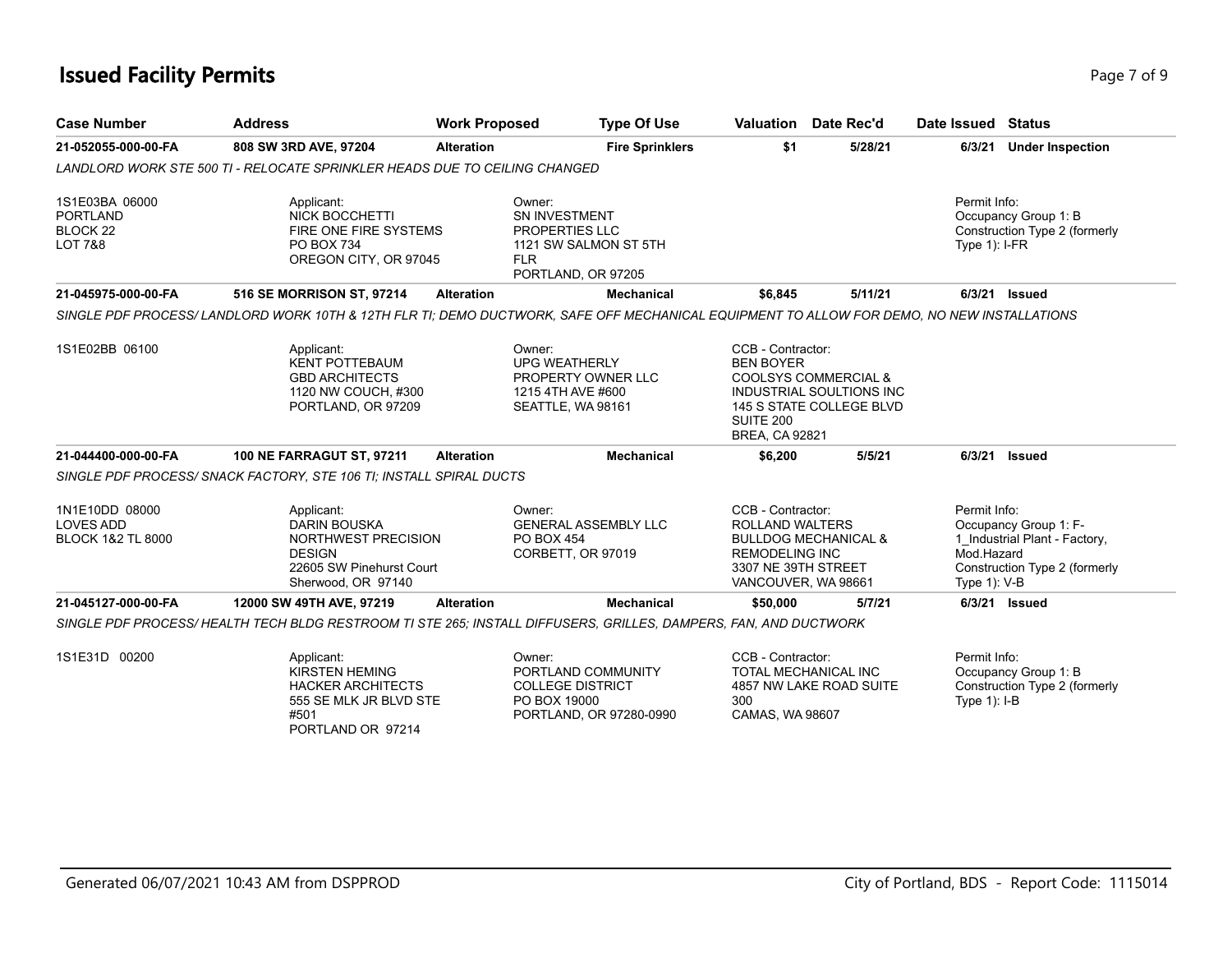# Issued Facility Permits

| Case Number | Address | Work Proposed | Type Of Use | Valuation | Date Rec'd | Date Issued | Status |
|---|---|---|---|---|---|---|---|
| **21-052055-000-00-FA** | **808 SW 3RD AVE, 97204** | **Alteration** | **Fire Sprinklers** | **$1** | **5/28/21** | **6/3/21** | **Under Inspection** |

*LANDLORD WORK STE 500 TI - RELOCATE SPRINKLER HEADS DUE TO CEILING CHANGED*

1S1E03BA 06000
PORTLAND
BLOCK 22
LOT 7&8

Applicant:
NICK BOCCHETTI
FIRE ONE FIRE SYSTEMS
PO BOX 734
OREGON CITY, OR 97045

Owner:
SN INVESTMENT
PROPERTIES LLC
1121 SW SALMON ST 5TH
FLR
PORTLAND, OR 97205

Permit Info:
Occupancy Group 1: B
Construction Type 2 (formerly Type 1): I-FR

| Case Number | Address | Work Proposed | Type Of Use | Valuation | Date Rec'd | Date Issued | Status |
|---|---|---|---|---|---|---|---|
| **21-045975-000-00-FA** | **516 SE MORRISON ST, 97214** | **Alteration** | **Mechanical** | **$6,845** | **5/11/21** | **6/3/21** | **Issued** |

*SINGLE PDF PROCESS/ LANDLORD WORK 10TH & 12TH FLR TI; DEMO DUCTWORK, SAFE OFF MECHANICAL EQUIPMENT TO ALLOW FOR DEMO, NO NEW INSTALLATIONS*

1S1E02BB 06100

Applicant:
KENT POTTEBAUM
GBD ARCHITECTS
1120 NW COUCH, #300
PORTLAND, OR 97209

Owner:
UPG WEATHERLY
PROPERTY OWNER LLC
1215 4TH AVE #600
SEATTLE, WA 98161

CCB - Contractor:
BEN BOYER
COOLSYS COMMERCIAL &
INDUSTRIAL SOULTIONS INC
145 S STATE COLLEGE BLVD
SUITE 200
BREA, CA 92821

| Case Number | Address | Work Proposed | Type Of Use | Valuation | Date Rec'd | Date Issued | Status |
|---|---|---|---|---|---|---|---|
| **21-044400-000-00-FA** | **100 NE FARRAGUT ST, 97211** | **Alteration** | **Mechanical** | **$6,200** | **5/5/21** | **6/3/21** | **Issued** |

*SINGLE PDF PROCESS/ SNACK FACTORY, STE 106 TI; INSTALL SPIRAL DUCTS*

1N1E10DD 08000
LOVES ADD
BLOCK 1&2 TL 8000

Applicant:
DARIN BOUSKA
NORTHWEST PRECISION
DESIGN
22605 SW Pinehurst Court
Sherwood, OR 97140

Owner:
GENERAL ASSEMBLY LLC
PO BOX 454
CORBETT, OR 97019

CCB - Contractor:
ROLLAND WALTERS
BULLDOG MECHANICAL &
REMODELING INC
3307 NE 39TH STREET
VANCOUVER, WA 98661

Permit Info:
Occupancy Group 1: F-1_Industrial Plant - Factory, Mod.Hazard
Construction Type 2 (formerly Type 1): V-B

| Case Number | Address | Work Proposed | Type Of Use | Valuation | Date Rec'd | Date Issued | Status |
|---|---|---|---|---|---|---|---|
| **21-045127-000-00-FA** | **12000 SW 49TH AVE, 97219** | **Alteration** | **Mechanical** | **$50,000** | **5/7/21** | **6/3/21** | **Issued** |

*SINGLE PDF PROCESS/ HEALTH TECH BLDG RESTROOM TI STE 265; INSTALL DIFFUSERS, GRILLES, DAMPERS, FAN, AND DUCTWORK*

1S1E31D 00200

Applicant:
KIRSTEN HEMING
HACKER ARCHITECTS
555 SE MLK JR BLVD STE
#501
PORTLAND OR 97214

Owner:
PORTLAND COMMUNITY
COLLEGE DISTRICT
PO BOX 19000
PORTLAND, OR 97280-0990

CCB - Contractor:
TOTAL MECHANICAL INC
4857 NW LAKE ROAD SUITE
300
CAMAS, WA 98607

Permit Info:
Occupancy Group 1: B
Construction Type 2 (formerly Type 1): I-B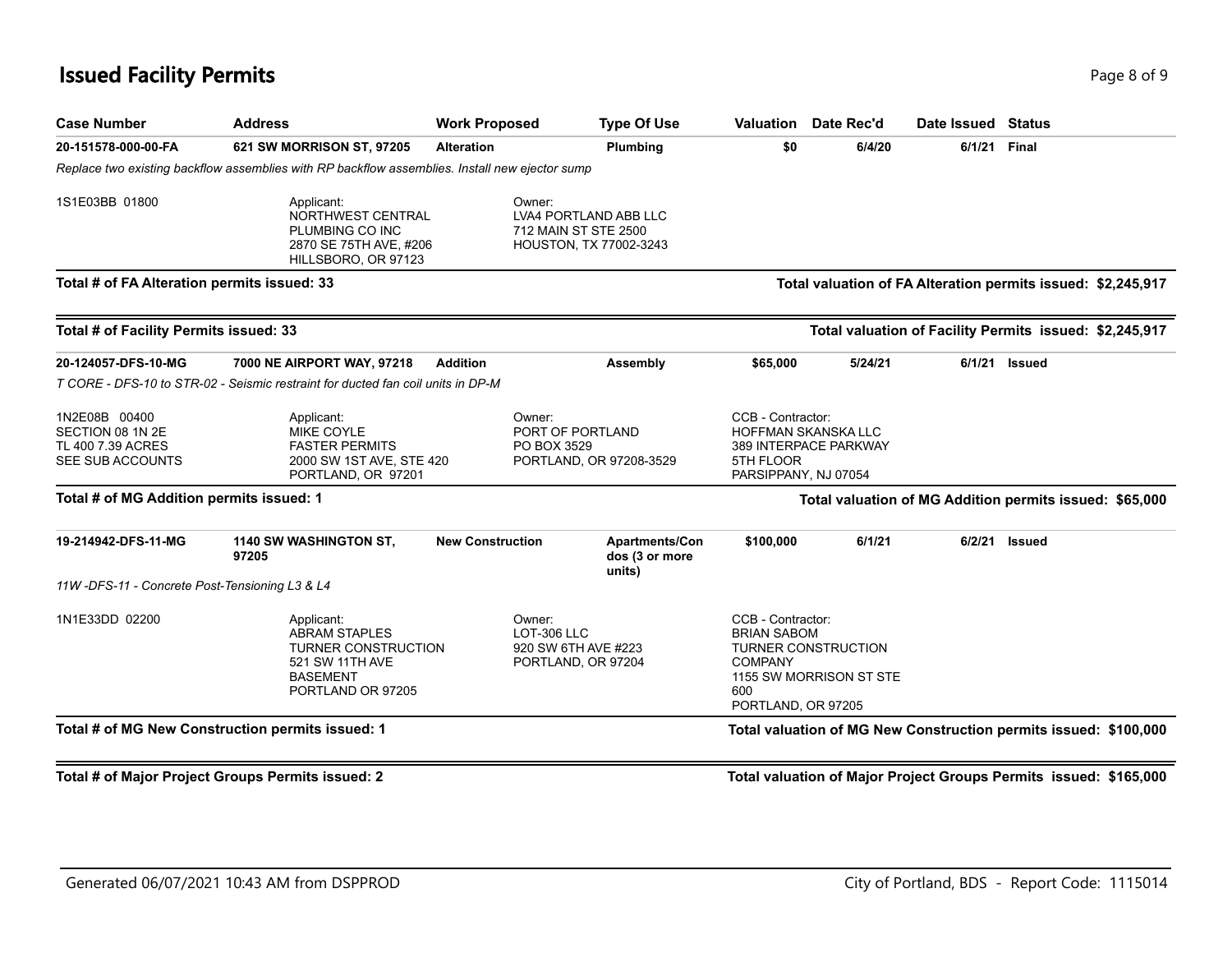# Issued Facility Permits

| Case Number | Address | Work Proposed | Type Of Use | Valuation | Date Rec'd | Date Issued | Status |
|---|---|---|---|---|---|---|---|
| **20-151578-000-00-FA** | **621 SW MORRISON ST, 97205** | **Alteration** | **Plumbing** | **$0** | **6/4/20** | **6/1/21** | **Final** |

*Replace two existing backflow assemblies with RP backflow assemblies. Install new ejector sump*

1S1E03BB 01800

Applicant:
NORTHWEST CENTRAL PLUMBING CO INC
2870 SE 75TH AVE, #206
HILLSBORO, OR 97123

Owner:
LVA4 PORTLAND ABB LLC
712 MAIN ST STE 2500
HOUSTON, TX 77002-3243

**Total # of FA Alteration permits issued: 33** — **Total valuation of FA Alteration permits issued: $2,245,917**

**Total # of Facility Permits issued: 33** — **Total valuation of Facility Permits issued: $2,245,917**

| Case Number | Address | Work Proposed | Type Of Use | Valuation | Date Rec'd | Date Issued | Status |
|---|---|---|---|---|---|---|---|
| **20-124057-DFS-10-MG** | **7000 NE AIRPORT WAY, 97218** | **Addition** | **Assembly** | **$65,000** | **5/24/21** | **6/1/21** | **Issued** |

*T CORE - DFS-10 to STR-02 - Seismic restraint for ducted fan coil units in DP-M*

1N2E08B 00400
SECTION 08 1N 2E
TL 400 7.39 ACRES
SEE SUB ACCOUNTS

Applicant:
MIKE COYLE
FASTER PERMITS
2000 SW 1ST AVE, STE 420
PORTLAND, OR 97201

Owner:
PORT OF PORTLAND
PO BOX 3529
PORTLAND, OR 97208-3529

CCB - Contractor:
HOFFMAN SKANSKA LLC
389 INTERPACE PARKWAY
5TH FLOOR
PARSIPPANY, NJ 07054

**Total # of MG Addition permits issued: 1** — **Total valuation of MG Addition permits issued: $65,000**

| Case Number | Address | Work Proposed | Type Of Use | Valuation | Date Rec'd | Date Issued | Status |
|---|---|---|---|---|---|---|---|
| **19-214942-DFS-11-MG** | **1140 SW WASHINGTON ST, 97205** | **New Construction** | **Apartments/Condos (3 or more units)** | **$100,000** | **6/1/21** | **6/2/21** | **Issued** |

*11W -DFS-11 - Concrete Post-Tensioning L3 & L4*

1N1E33DD 02200

Applicant:
ABRAM STAPLES
TURNER CONSTRUCTION
521 SW 11TH AVE
BASEMENT
PORTLAND OR 97205

Owner:
LOT-306 LLC
920 SW 6TH AVE #223
PORTLAND, OR 97204

CCB - Contractor:
BRIAN SABOM
TURNER CONSTRUCTION COMPANY
1155 SW MORRISON ST STE 600
PORTLAND, OR 97205

**Total # of MG New Construction permits issued: 1** — **Total valuation of MG New Construction permits issued: $100,000**

**Total # of Major Project Groups Permits issued: 2** — **Total valuation of Major Project Groups Permits issued: $165,000**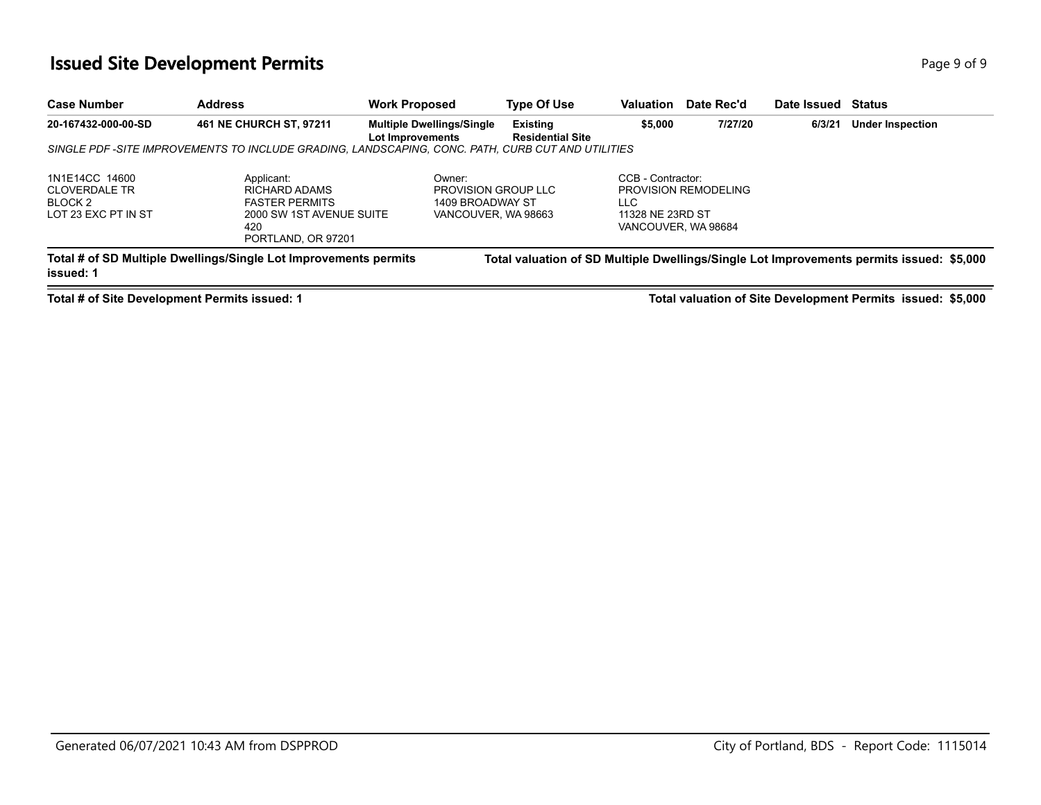# Issued Site Development Permits

| Case Number | Address | Work Proposed | Type Of Use | Valuation | Date Rec'd | Date Issued | Status |
|---|---|---|---|---|---|---|---|
| **20-167432-000-00-SD** | **461 NE CHURCH ST, 97211** | **Multiple Dwellings/Single Lot Improvements** | **Existing Residential Site** | **$5,000** | **7/27/20** | **6/3/21** | **Under Inspection** |

*SINGLE PDF -SITE IMPROVEMENTS TO INCLUDE GRADING, LANDSCAPING, CONC. PATH, CURB CUT AND UTILITIES*

1N1E14CC 14600
CLOVERDALE TR
BLOCK 2
LOT 23 EXC PT IN ST

Applicant:
RICHARD ADAMS
FASTER PERMITS
2000 SW 1ST AVENUE SUITE 420
PORTLAND, OR 97201

Owner:
PROVISION GROUP LLC
1409 BROADWAY ST
VANCOUVER, WA 98663

CCB - Contractor:
PROVISION REMODELING LLC
11328 NE 23RD ST
VANCOUVER, WA 98684

**Total # of SD Multiple Dwellings/Single Lot Improvements permits issued: 1**

**Total valuation of SD Multiple Dwellings/Single Lot Improvements permits issued: $5,000**

**Total # of Site Development Permits issued: 1**

**Total valuation of Site Development Permits issued: $5,000**